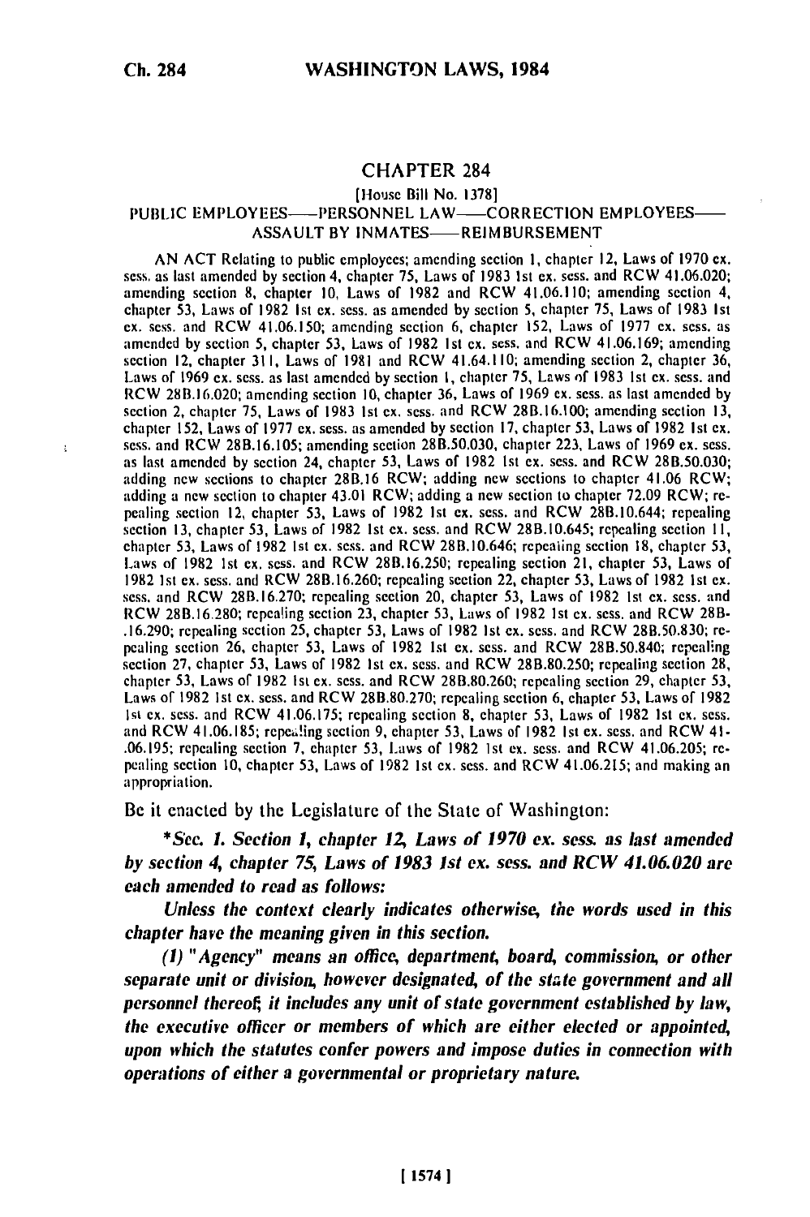# CHAPTER 284

[House Bill No. 1378]

PUBLIC EMPLOYEES—PERSONNEL LAW—CORRECTION EMPLOYEES—ASSAULT BY INMATES—REIMBURSEMENT

AN ACT Relating to public employees; amending section 1, chapter 12, Laws of 1970 ex. sess. as last amended by section 4, chapter 75, Laws of 1983 1st ex. sess. and RCW 41.06.020; amending section 8, chapter 10, Laws of 1982 and RCW 41.06.110; amending section 4, chapter 53, Laws of 1982 1st ex. sess. as amended by section 5, chapter 75, Laws of 1983 1st ex. sess. and RCW 41.06.150; amending section 6, chapter 152, Laws of 1977 ex. sess. as amended by section 5, chapter 53, Laws of 1982 1st ex. sess. and RCW 41.06.169; amending section 12, chapter 311, Laws of 1981 and RCW 41.64.110; amending section 2, chapter 36, Laws of 1969 ex. sess. as last amended by section 1, chapter 75, Laws of 1983 1st ex. sess. and RCW 28B.16.020; amending section 10, chapter 36, Laws of 1969 ex. sess. as last amended by section 2, chapter 75, Laws of 1983 1st ex. sess. and RCW 28B.16.100; amending section 13, chapter 152, Laws of 1977 ex. sess. as amended by section 17, chapter 53, Laws of 1982 1st ex. sess. and RCW 28B.16.105; amending section 28B.50.030, chapter 223, Laws of 1969 ex. sess. as last amended by section 24, chapter 53, Laws of 1982 1st ex. sess. and RCW 28B.50.030; adding new sections to chapter 28B.16 RCW; adding new sections to chapter 41.06 RCW; adding a new section to chapter 43.01 RCW; adding a new section to chapter 72.09 RCW; repealing section 12, chapter 53, Laws of 1982 1st ex. sess. and RCW 28B.10.644; repealing section 13, chapter 53, Laws of 1982 1st ex. sess. and RCW 28B.10.645; repealing section 11, chapter 53, Laws of 1982 1st ex. sess. and RCW 28B.10.646; repealing section 18, chapter 53, Laws of 1982 1st ex. sess. and RCW 28B.16.250; repealing section 21, chapter 53, Laws of 1982 1st ex. sess. and RCW 28B.16.260; repealing section 20, chapter 53, Laws of 1982 1st ex. sess. and RCW 28B.16.270; repealing section 22, chapter 53, Laws of 1982 1st ex. sess. and RCW 28B.16.280; repealing section 23, chapter 53, Laws of 1982 1st ex. sess. and RCW 28B-.16.290; repealing section 25, chapter 53, Laws of 1982 1st ex. sess. and RCW 28B.50.830; repealing section 26, chapter 53, Laws of 1982 1st ex. sess. and RCW 28B.50.840; repealing section 27, chapter 53, Laws of 1982 1st ex. sess. and RCW 28B.80.250; repealing section 28, chapter 53, Laws of 1982 1st ex. sess. and RCW 28B.80.260; repealing section 29, chapter 53, Laws of 1982 1st ex. sess. and RCW 28B.80.270; repealing section 6, chapter 53, Laws of 1982 1st ex. sess. and RCW 41.06.175; repealing section 8, chapter 53, Laws of 1982 1st ex. sess. and RCW 41.06.185; repealing section 9, chapter 53, Laws of 1982 1st ex. sess. and RCW 41-.06.195; repealing section 7, chapter 53, Laws of 1982 1st ex. sess. and RCW 41.06.205; repealing section 10, chapter 53, Laws of 1982 1st ex. sess. and RCW 41.06.215; and making an appropriation.

Be it enacted by the Legislature of the State of Washington:

***Sec. 1. Section 1, chapter 12, Laws of 1970 ex. sess. as last amended by section 4, chapter 75, Laws of 1983 1st ex. sess. and RCW 41.06.020 are each amended to read as follows:***

*Unless the context clearly indicates otherwise, the words used in this chapter have the meaning given in this section.*

*(1) "Agency" means an office, department, board, commission, or other separate unit or division, however designated, of the state government and all personnel thereof; it includes any unit of state government established by law, the executive officer or members of which are either elected or appointed, upon which the statutes confer powers and impose duties in connection with operations of either a governmental or proprietary nature.*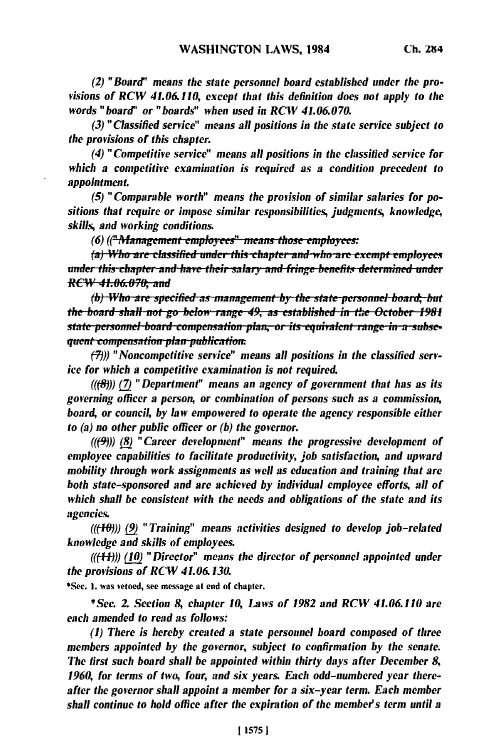*(2) "Board" means the state personnel board established under the provisions of RCW 41.06.110, except that this definition does not apply to the words "board" or "boards" when used in RCW 41.06.070.*

*(3) "Classified service" means all positions in the state service subject to the provisions of this chapter.*

*(4) "Competitive service" means all positions in the classified service for which a competitive examination is required as a condition precedent to appointment.*

*(5) "Comparable worth" means the provision of similar salaries for positions that require or impose similar responsibilities, judgments, knowledge, skills, and working conditions.*

*(6) ((~~"Management employees" means those employees:~~*

*~~(a) Who are classified under this chapter and who are exempt employees under this chapter and have their salary and fringe benefits determined under RCW 41.06.070; and~~*

*~~(b) Who are specified as management by the state personnel board, but the board shall not go below range 49, as established in the October 1981 state personnel board compensation plan, or its equivalent range in a subsequent compensation plan publication.~~*

*~~(7)~~)) "Noncompetitive service" means all positions in the classified service for which a competitive examination is not required.*

*((~~(8)~~)) (7) "Department" means an agency of government that has as its governing officer a person, or combination of persons such as a commission, board, or council, by law empowered to operate the agency responsible either to (a) no other public officer or (b) the governor.*

*((~~(9)~~)) (8) "Career development" means the progressive development of employee capabilities to facilitate productivity, job satisfaction, and upward mobility through work assignments as well as education and training that are both state-sponsored and are achieved by individual employee efforts, all of which shall be consistent with the needs and obligations of the state and its agencies.*

*((~~(10)~~)) (9) "Training" means activities designed to develop job-related knowledge and skills of employees.*

*((~~(11)~~)) (10) "Director" means the director of personnel appointed under the provisions of RCW 41.06.130.*

*Sec. 1. was vetoed, see message at end of chapter.

*\*Sec. 2. Section 8, chapter 10, Laws of 1982 and RCW 41.06.110 are each amended to read as follows:*

*(1) There is hereby created a state personnel board composed of three members appointed by the governor, subject to confirmation by the senate. The first such board shall be appointed within thirty days after December 8, 1960, for terms of two, four, and six years. Each odd-numbered year thereafter the governor shall appoint a member for a six-year term. Each member shall continue to hold office after the expiration of the member's term until a*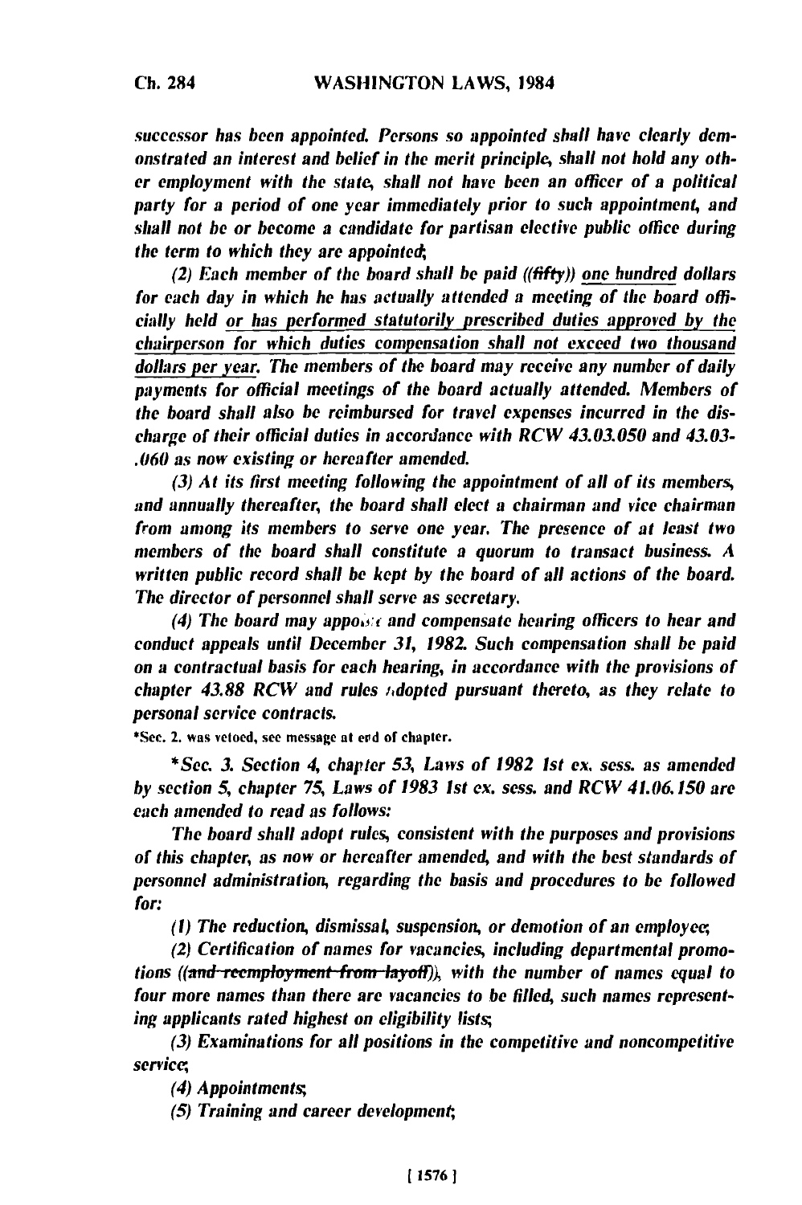*successor has been appointed. Persons so appointed shall have clearly demonstrated an interest and belief in the merit principle, shall not hold any other employment with the state, shall not have been an officer of a political party for a period of one year immediately prior to such appointment, and shall not be or become a candidate for partisan elective public office during the term to which they are appointed;*

*(2) Each member of the board shall be paid ((fifty)) one hundred dollars for each day in which he has actually attended a meeting of the board officially held or has performed statutorily prescribed duties approved by the chairperson for which duties compensation shall not exceed two thousand dollars per year. The members of the board may receive any number of daily payments for official meetings of the board actually attended. Members of the board shall also be reimbursed for travel expenses incurred in the discharge of their official duties in accordance with RCW 43.03.050 and 43.03-.060 as now existing or hereafter amended.*

*(3) At its first meeting following the appointment of all of its members, and annually thereafter, the board shall elect a chairman and vice chairman from among its members to serve one year. The presence of at least two members of the board shall constitute a quorum to transact business. A written public record shall be kept by the board of all actions of the board. The director of personnel shall serve as secretary.*

*(4) The board may appoint and compensate hearing officers to hear and conduct appeals until December 31, 1982. Such compensation shall be paid on a contractual basis for each hearing, in accordance with the provisions of chapter 43.88 RCW and rules adopted pursuant thereto, as they relate to personal service contracts.*

\*Sec. 2. was vetoed, see message at end of chapter.

*\*Sec. 3. Section 4, chapter 53, Laws of 1982 1st ex. sess. as amended by section 5, chapter 75, Laws of 1983 1st ex. sess. and RCW 41.06.150 are each amended to read as follows:*

*The board shall adopt rules, consistent with the purposes and provisions of this chapter, as now or hereafter amended, and with the best standards of personnel administration, regarding the basis and procedures to be followed for:*

*(1) The reduction, dismissal, suspension, or demotion of an employee;*

*(2) Certification of names for vacancies, including departmental promotions ((~~and reemployment from layoff~~)), with the number of names equal to four more names than there are vacancies to be filled, such names representing applicants rated highest on eligibility lists;*

*(3) Examinations for all positions in the competitive and noncompetitive service;*

*(4) Appointments;*

*(5) Training and career development;*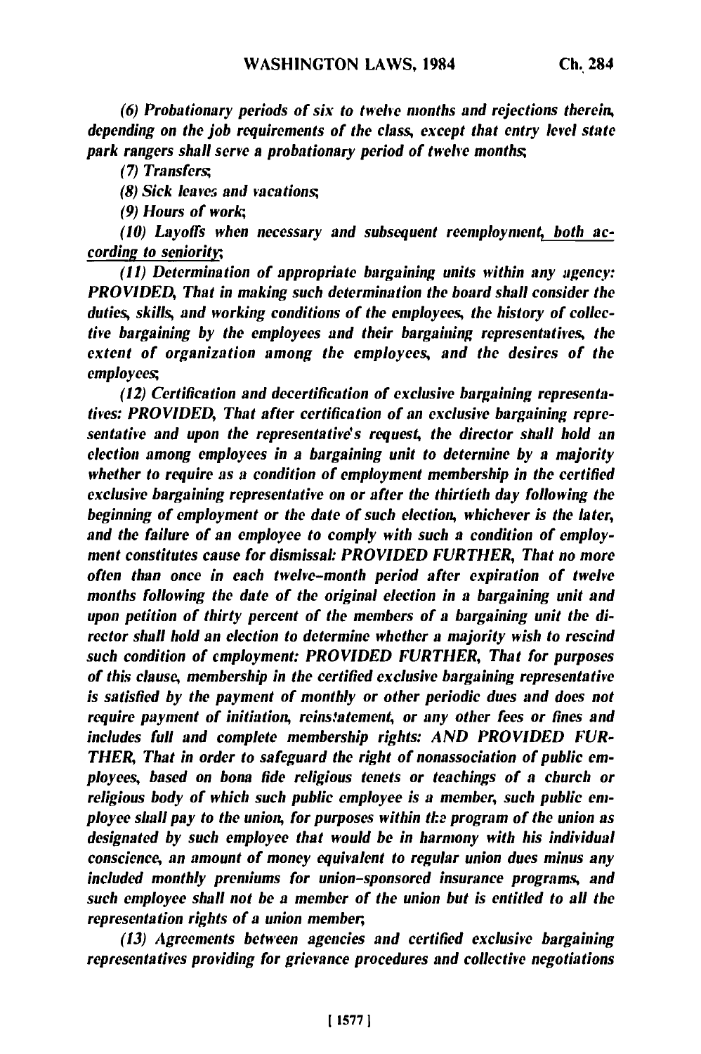*(6) Probationary periods of six to twelve months and rejections therein, depending on the job requirements of the class, except that entry level state park rangers shall serve a probationary period of twelve months;*

*(7) Transfers;*

*(8) Sick leaves and vacations;*

*(9) Hours of work;*

*(10) Layoffs when necessary and subsequent reemployment, both according to seniority;*

*(11) Determination of appropriate bargaining units within any agency: PROVIDED, That in making such determination the board shall consider the duties, skills, and working conditions of the employees, the history of collective bargaining by the employees and their bargaining representatives, the extent of organization among the employees, and the desires of the employees;*

*(12) Certification and decertification of exclusive bargaining representatives: PROVIDED, That after certification of an exclusive bargaining representative and upon the representative's request, the director shall hold an election among employees in a bargaining unit to determine by a majority whether to require as a condition of employment membership in the certified exclusive bargaining representative on or after the thirtieth day following the beginning of employment or the date of such election, whichever is the later, and the failure of an employee to comply with such a condition of employment constitutes cause for dismissal: PROVIDED FURTHER, That no more often than once in each twelve-month period after expiration of twelve months following the date of the original election in a bargaining unit and upon petition of thirty percent of the members of a bargaining unit the director shall hold an election to determine whether a majority wish to rescind such condition of employment: PROVIDED FURTHER, That for purposes of this clause, membership in the certified exclusive bargaining representative is satisfied by the payment of monthly or other periodic dues and does not require payment of initiation, reinstatement, or any other fees or fines and includes full and complete membership rights: AND PROVIDED FURTHER, That in order to safeguard the right of nonassociation of public employees, based on bona fide religious tenets or teachings of a church or religious body of which such public employee is a member, such public employee shall pay to the union, for purposes within the program of the union as designated by such employee that would be in harmony with his individual conscience, an amount of money equivalent to regular union dues minus any included monthly premiums for union-sponsored insurance programs, and such employee shall not be a member of the union but is entitled to all the representation rights of a union member;*

*(13) Agreements between agencies and certified exclusive bargaining representatives providing for grievance procedures and collective negotiations*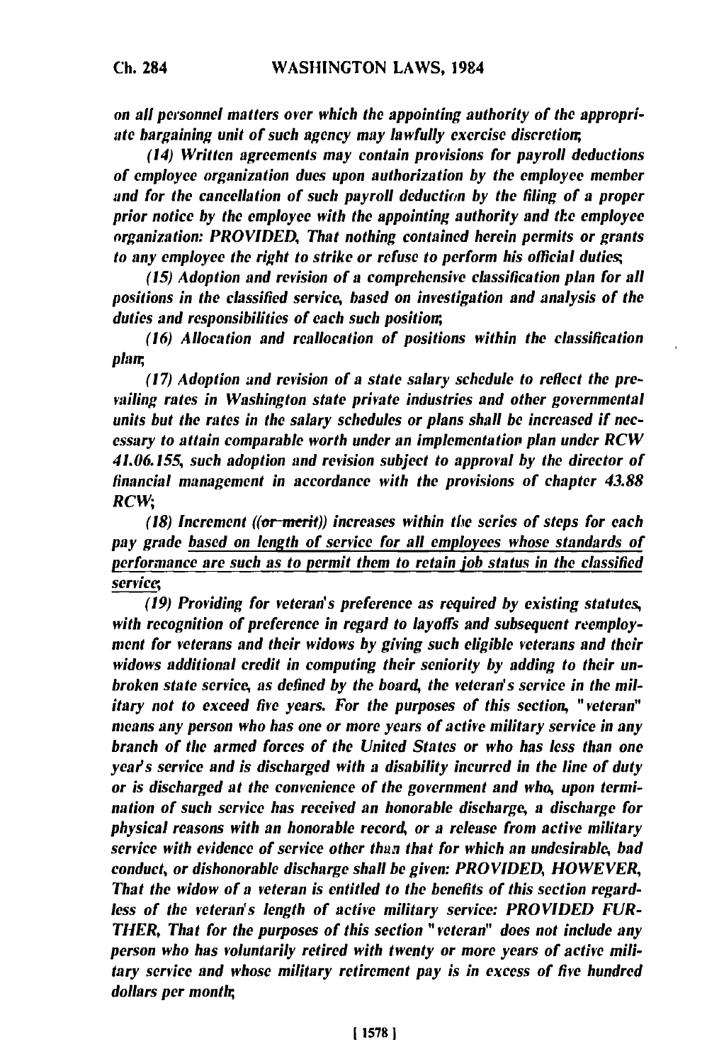*on all personnel matters over which the appointing authority of the appropriate bargaining unit of such agency may lawfully exercise discretion;*

*(14) Written agreements may contain provisions for payroll deductions of employee organization dues upon authorization by the employee member and for the cancellation of such payroll deduction by the filing of a proper prior notice by the employee with the appointing authority and the employee organization: PROVIDED, That nothing contained herein permits or grants to any employee the right to strike or refuse to perform his official duties;*

*(15) Adoption and revision of a comprehensive classification plan for all positions in the classified service, based on investigation and analysis of the duties and responsibilities of each such position;*

*(16) Allocation and reallocation of positions within the classification plan;*

*(17) Adoption and revision of a state salary schedule to reflect the prevailing rates in Washington state private industries and other governmental units but the rates in the salary schedules or plans shall be increased if necessary to attain comparable worth under an implementation plan under RCW 41.06.155, such adoption and revision subject to approval by the director of financial management in accordance with the provisions of chapter 43.88 RCW;*

*(18) Increment ((~~or merit~~)) increases within the series of steps for each pay grade <u>based on length of service for all employees whose standards of performance are such as to permit them to retain job status in the classified service</u>;*

*(19) Providing for veteran's preference as required by existing statutes, with recognition of preference in regard to layoffs and subsequent reemployment for veterans and their widows by giving such eligible veterans and their widows additional credit in computing their seniority by adding to their unbroken state service, as defined by the board, the veteran's service in the military not to exceed five years. For the purposes of this section, "veteran" means any person who has one or more years of active military service in any branch of the armed forces of the United States or who has less than one year's service and is discharged with a disability incurred in the line of duty or is discharged at the convenience of the government and who, upon termination of such service has received an honorable discharge, a discharge for physical reasons with an honorable record, or a release from active military service with evidence of service other than that for which an undesirable, bad conduct, or dishonorable discharge shall be given: PROVIDED, HOWEVER, That the widow of a veteran is entitled to the benefits of this section regardless of the veteran's length of active military service: PROVIDED FURTHER, That for the purposes of this section "veteran" does not include any person who has voluntarily retired with twenty or more years of active military service and whose military retirement pay is in excess of five hundred dollars per month;*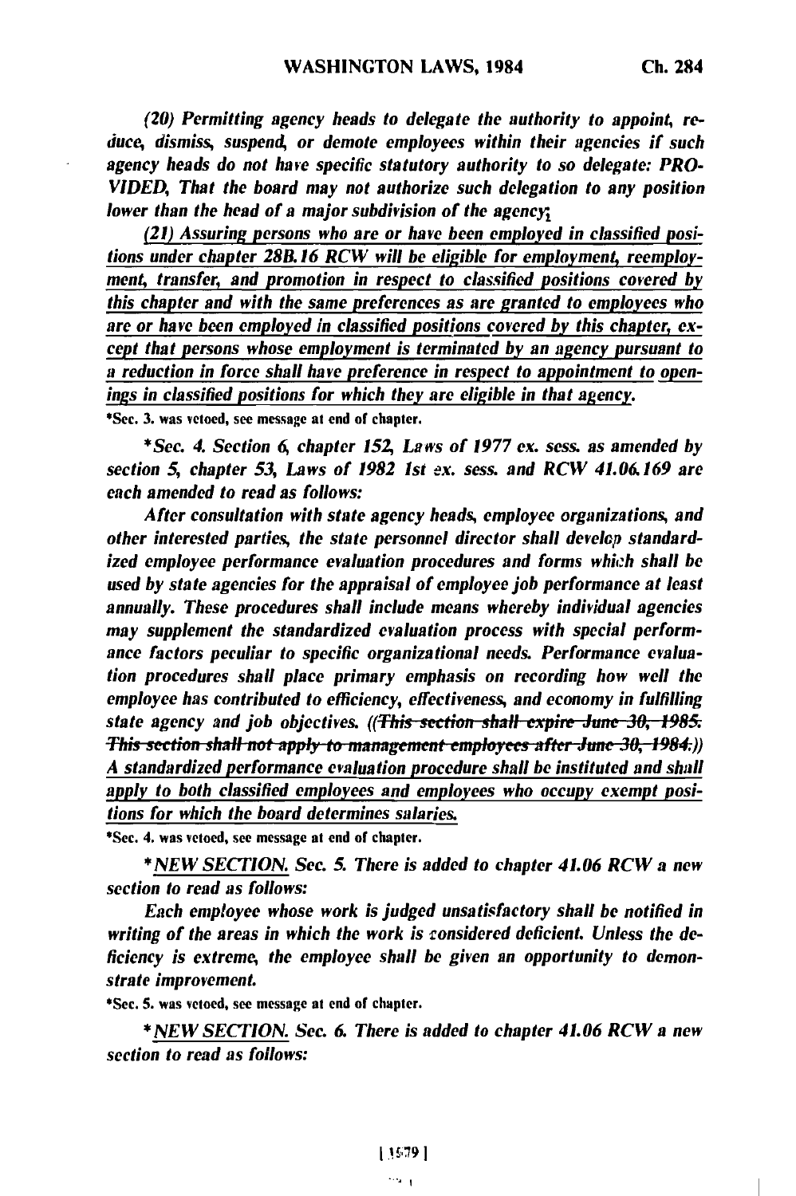*(20) Permitting agency heads to delegate the authority to appoint, reduce, dismiss, suspend, or demote employees within their agencies if such agency heads do not have specific statutory authority to so delegate: PROVIDED, That the board may not authorize such delegation to any position lower than the head of a major subdivision of the agency;*

*(21) Assuring persons who are or have been employed in classified positions under chapter 28B.16 RCW will be eligible for employment, reemployment, transfer, and promotion in respect to classified positions covered by this chapter and with the same preferences as are granted to employees who are or have been employed in classified positions covered by this chapter, except that persons whose employment is terminated by an agency pursuant to a reduction in force shall have preference in respect to appointment to openings in classified positions for which they are eligible in that agency.*

*Sec. 3. was vetoed, see message at end of chapter.

*\*Sec. 4. Section 6, chapter 152, Laws of 1977 ex. sess. as amended by section 5, chapter 53, Laws of 1982 1st ex. sess. and RCW 41.06.169 are each amended to read as follows:*

*After consultation with state agency heads, employee organizations, and other interested parties, the state personnel director shall develop standardized employee performance evaluation procedures and forms which shall be used by state agencies for the appraisal of employee job performance at least annually. These procedures shall include means whereby individual agencies may supplement the standardized evaluation process with special performance factors peculiar to specific organizational needs. Performance evaluation procedures shall place primary emphasis on recording how well the employee has contributed to efficiency, effectiveness, and economy in fulfilling state agency and job objectives. ((~~This section shall expire June 30, 1985. This section shall not apply to management employees after June 30, 1984.~~)) A standardized performance evaluation procedure shall be instituted and shall apply to both classified employees and employees who occupy exempt positions for which the board determines salaries.*

*Sec. 4. was vetoed, see message at end of chapter.

*\*NEW SECTION. Sec. 5. There is added to chapter 41.06 RCW a new section to read as follows:*

*Each employee whose work is judged unsatisfactory shall be notified in writing of the areas in which the work is considered deficient. Unless the deficiency is extreme, the employee shall be given an opportunity to demonstrate improvement.*

*Sec. 5. was vetoed, see message at end of chapter.

*\*NEW SECTION. Sec. 6. There is added to chapter 41.06 RCW a new section to read as follows:*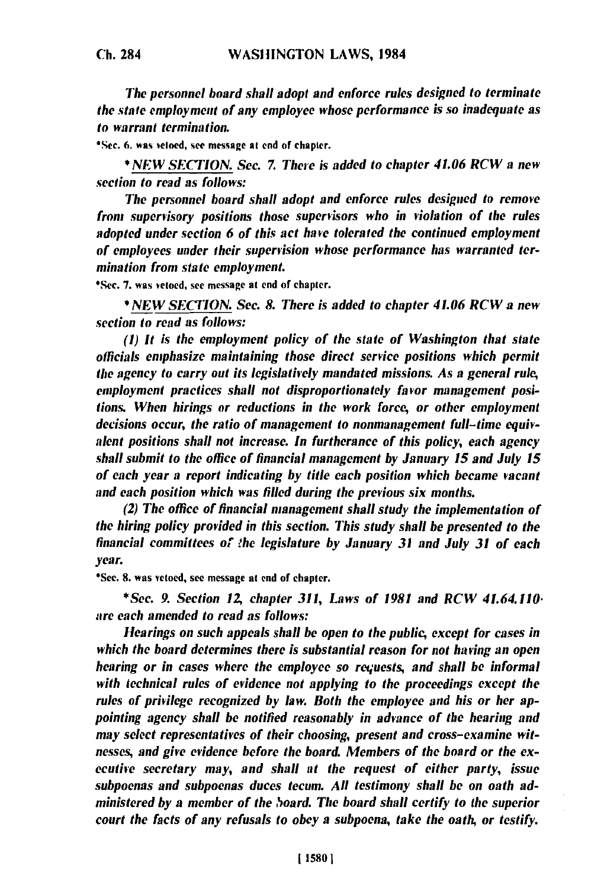*The personnel board shall adopt and enforce rules designed to terminate the state employment of any employee whose performance is so inadequate as to warrant termination.*

*Sec. 6. was vetoed, see message at end of chapter.

*NEW SECTION. Sec. 7. There is added to chapter 41.06 RCW a new section to read as follows:*

*The personnel board shall adopt and enforce rules designed to remove from supervisory positions those supervisors who in violation of the rules adopted under section 6 of this act have tolerated the continued employment of employees under their supervision whose performance has warranted termination from state employment.*

*Sec. 7. was vetoed, see message at end of chapter.

*NEW SECTION. Sec. 8. There is added to chapter 41.06 RCW a new section to read as follows:*

*(1) It is the employment policy of the state of Washington that state officials emphasize maintaining those direct service positions which permit the agency to carry out its legislatively mandated missions. As a general rule, employment practices shall not disproportionately favor management positions. When hirings or reductions in the work force, or other employment decisions occur, the ratio of management to nonmanagement full-time equivalent positions shall not increase. In furtherance of this policy, each agency shall submit to the office of financial management by January 15 and July 15 of each year a report indicating by title each position which became vacant and each position which was filled during the previous six months.*

*(2) The office of financial management shall study the implementation of the hiring policy provided in this section. This study shall be presented to the financial committees of the legislature by January 31 and July 31 of each year.*

*Sec. 8. was vetoed, see message at end of chapter.

*Sec. 9. Section 12, chapter 311, Laws of 1981 and RCW 41.64.110 are each amended to read as follows:*

*Hearings on such appeals shall be open to the public, except for cases in which the board determines there is substantial reason for not having an open hearing or in cases where the employee so requests, and shall be informal with technical rules of evidence not applying to the proceedings except the rules of privilege recognized by law. Both the employee and his or her appointing agency shall be notified reasonably in advance of the hearing and may select representatives of their choosing, present and cross-examine witnesses, and give evidence before the board. Members of the board or the executive secretary may, and shall at the request of either party, issue subpoenas and subpoenas duces tecum. All testimony shall be on oath administered by a member of the board. The board shall certify to the superior court the facts of any refusals to obey a subpoena, take the oath, or testify.*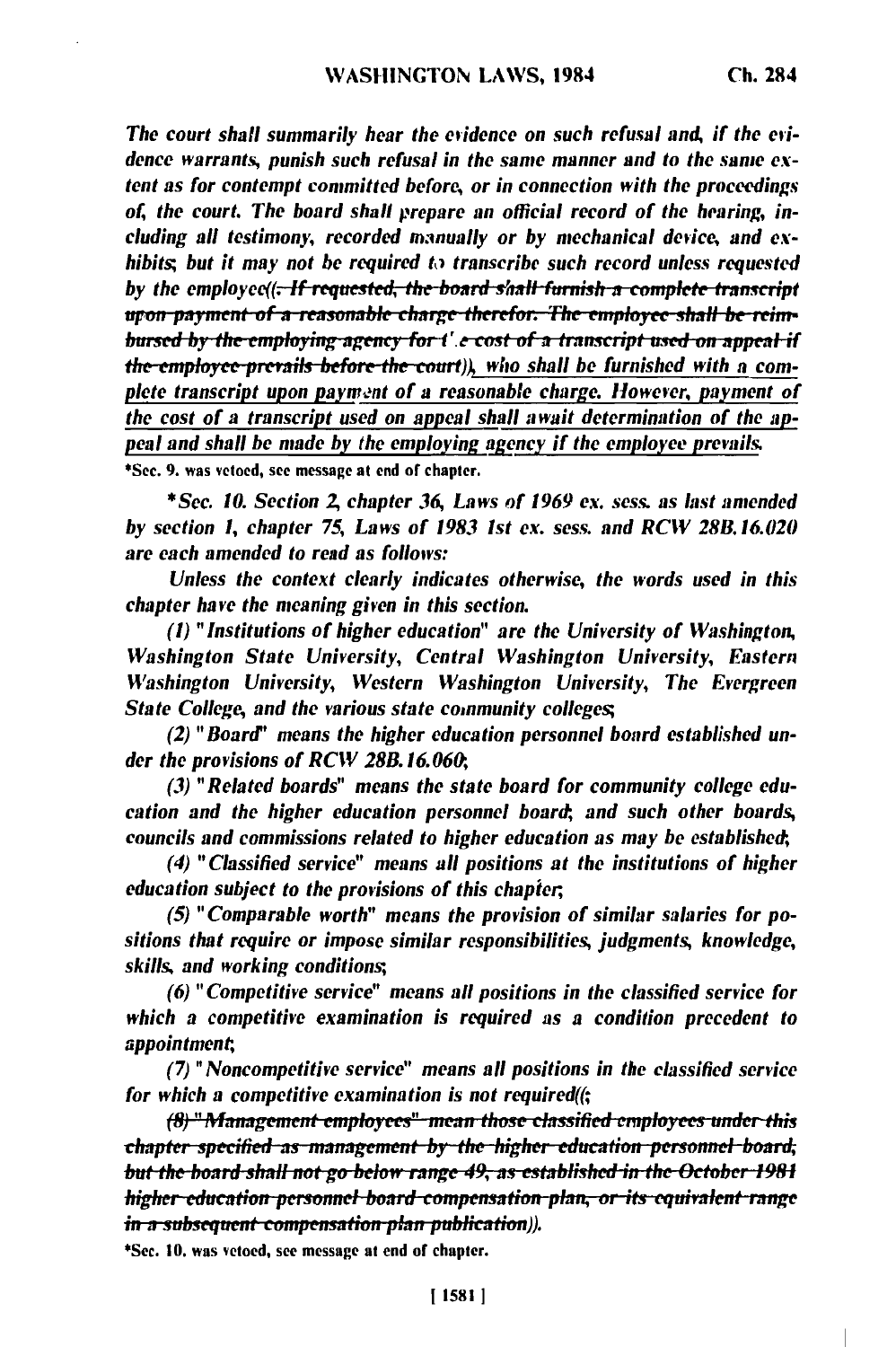*The court shall summarily hear the evidence on such refusal and, if the evidence warrants, punish such refusal in the same manner and to the same extent as for contempt committed before, or in connection with the proceedings of, the court. The board shall prepare an official record of the hearing, including all testimony, recorded manually or by mechanical device, and exhibits; but it may not be required to transcribe such record unless requested by the employee((~~. If requested, the board shall furnish a complete transcript upon payment of a reasonable charge therefor. The employee shall be reimbursed by the employing agency for the cost of a transcript used on appeal if the employee prevails before the court~~)), <u>who shall be furnished with a complete transcript upon payment of a reasonable charge. However, payment of the cost of a transcript used on appeal shall await determination of the appeal and shall be made by the employing agency if the employee prevails.</u>*

*Sec. 9. was vetoed, see message at end of chapter.

*Sec. 10. Section 2, chapter 36, Laws of 1969 ex. sess. as last amended by section 1, chapter 75, Laws of 1983 1st ex. sess. and RCW 28B.16.020 are each amended to read as follows:*

*Unless the context clearly indicates otherwise, the words used in this chapter have the meaning given in this section.*

*(1) "Institutions of higher education" are the University of Washington, Washington State University, Central Washington University, Eastern Washington University, Western Washington University, The Evergreen State College, and the various state community colleges;*

*(2) "Board" means the higher education personnel board established under the provisions of RCW 28B.16.060;*

*(3) "Related boards" means the state board for community college education and the higher education personnel board; and such other boards, councils and commissions related to higher education as may be established;*

*(4) "Classified service" means all positions at the institutions of higher education subject to the provisions of this chapter;*

*(5) "Comparable worth" means the provision of similar salaries for positions that require or impose similar responsibilities, judgments, knowledge, skills, and working conditions;*

*(6) "Competitive service" means all positions in the classified service for which a competitive examination is required as a condition precedent to appointment;*

*(7) "Noncompetitive service" means all positions in the classified service for which a competitive examination is not required((~~;~~*

*~~(8) "Management employees" mean those classified employees under this chapter specified as management by the higher education personnel board, but the board shall not go below range 49, as established in the October 1981 higher education personnel board compensation plan, or its equivalent range in a subsequent compensation plan publication~~)).*

*Sec. 10. was vetoed, see message at end of chapter.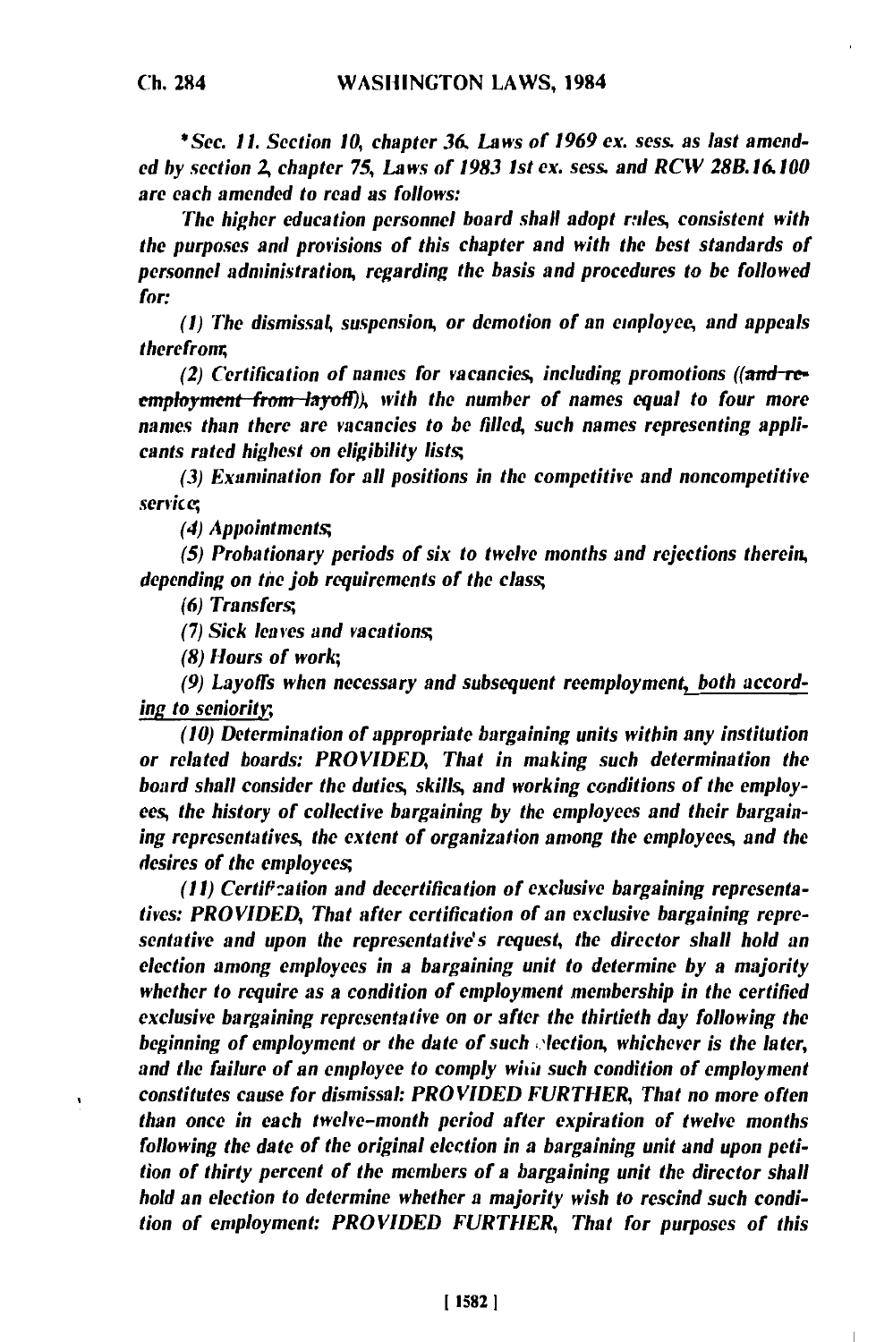*\*Sec. 11. Section 10, chapter 36, Laws of 1969 ex. sess. as last amended by section 2, chapter 75, Laws of 1983 1st ex. sess. and RCW 28B.16.100 are each amended to read as follows:*

*The higher education personnel board shall adopt rules, consistent with the purposes and provisions of this chapter and with the best standards of personnel administration, regarding the basis and procedures to be followed for:*

*(1) The dismissal, suspension, or demotion of an employee, and appeals therefrom;*

*(2) Certification of names for vacancies, including promotions ((~~and reemployment from layoff~~)), with the number of names equal to four more names than there are vacancies to be filled, such names representing applicants rated highest on eligibility lists;*

*(3) Examination for all positions in the competitive and noncompetitive service;*

*(4) Appointments;*

*(5) Probationary periods of six to twelve months and rejections therein, depending on the job requirements of the class;*

*(6) Transfers;*

*(7) Sick leaves and vacations;*

*(8) Hours of work;*

*(9) Layoffs when necessary and subsequent reemployment, <u>both according to seniority</u>;*

*(10) Determination of appropriate bargaining units within any institution or related boards: PROVIDED, That in making such determination the board shall consider the duties, skills, and working conditions of the employees, the history of collective bargaining by the employees and their bargaining representatives, the extent of organization among the employees, and the desires of the employees;*

*(11) Certification and decertification of exclusive bargaining representatives: PROVIDED, That after certification of an exclusive bargaining representative and upon the representative's request, the director shall hold an election among employees in a bargaining unit to determine by a majority whether to require as a condition of employment membership in the certified exclusive bargaining representative on or after the thirtieth day following the beginning of employment or the date of such election, whichever is the later, and the failure of an employee to comply with such condition of employment constitutes cause for dismissal: PROVIDED FURTHER, That no more often than once in each twelve-month period after expiration of twelve months following the date of the original election in a bargaining unit and upon petition of thirty percent of the members of a bargaining unit the director shall hold an election to determine whether a majority wish to rescind such condition of employment: PROVIDED FURTHER, That for purposes of this*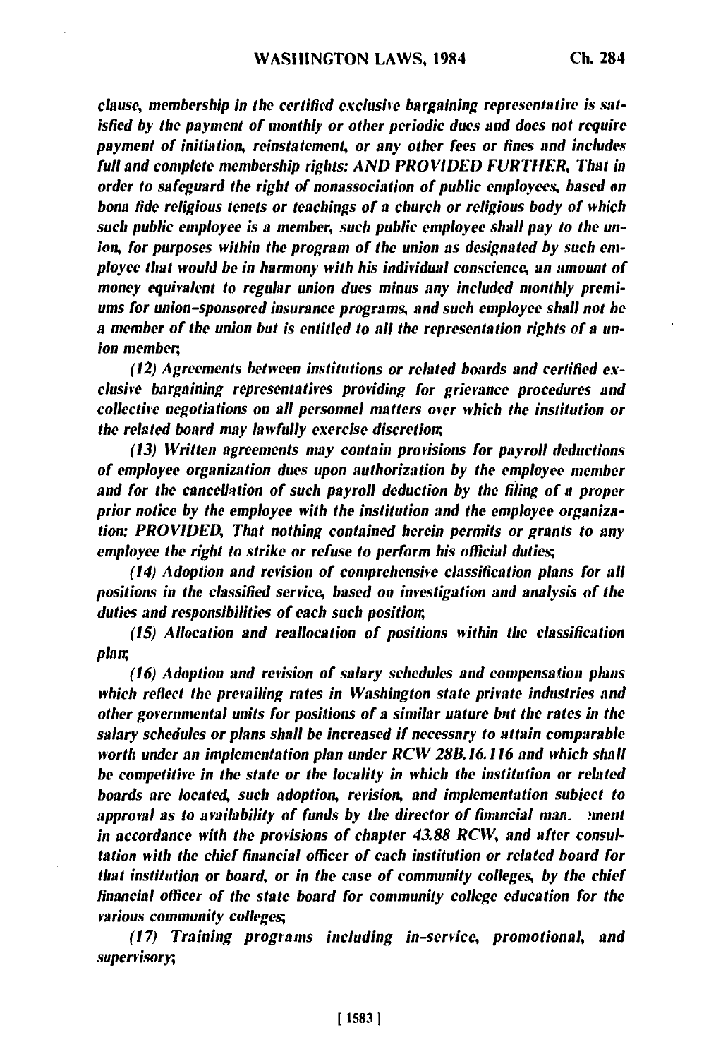*clause, membership in the certified exclusive bargaining representative is satisfied by the payment of monthly or other periodic dues and does not require payment of initiation, reinstatement, or any other fees or fines and includes full and complete membership rights: AND PROVIDED FURTHER, That in order to safeguard the right of nonassociation of public employees, based on bona fide religious tenets or teachings of a church or religious body of which such public employee is a member, such public employee shall pay to the union, for purposes within the program of the union as designated by such employee that would be in harmony with his individual conscience, an amount of money equivalent to regular union dues minus any included monthly premiums for union-sponsored insurance programs, and such employee shall not be a member of the union but is entitled to all the representation rights of a union member;*

*(12) Agreements between institutions or related boards and certified exclusive bargaining representatives providing for grievance procedures and collective negotiations on all personnel matters over which the institution or the related board may lawfully exercise discretion;*

*(13) Written agreements may contain provisions for payroll deductions of employee organization dues upon authorization by the employee member and for the cancellation of such payroll deduction by the filing of a proper prior notice by the employee with the institution and the employee organization: PROVIDED, That nothing contained herein permits or grants to any employee the right to strike or refuse to perform his official duties;*

*(14) Adoption and revision of comprehensive classification plans for all positions in the classified service, based on investigation and analysis of the duties and responsibilities of each such position;*

*(15) Allocation and reallocation of positions within the classification plan;*

*(16) Adoption and revision of salary schedules and compensation plans which reflect the prevailing rates in Washington state private industries and other governmental units for positions of a similar nature but the rates in the salary schedules or plans shall be increased if necessary to attain comparable worth under an implementation plan under RCW 28B.16.116 and which shall be competitive in the state or the locality in which the institution or related boards are located, such adoption, revision, and implementation subject to approval as to availability of funds by the director of financial management in accordance with the provisions of chapter 43.88 RCW, and after consultation with the chief financial officer of each institution or related board for that institution or board, or in the case of community colleges, by the chief financial officer of the state board for community college education for the various community colleges;*

*(17) Training programs including in-service, promotional, and supervisory;*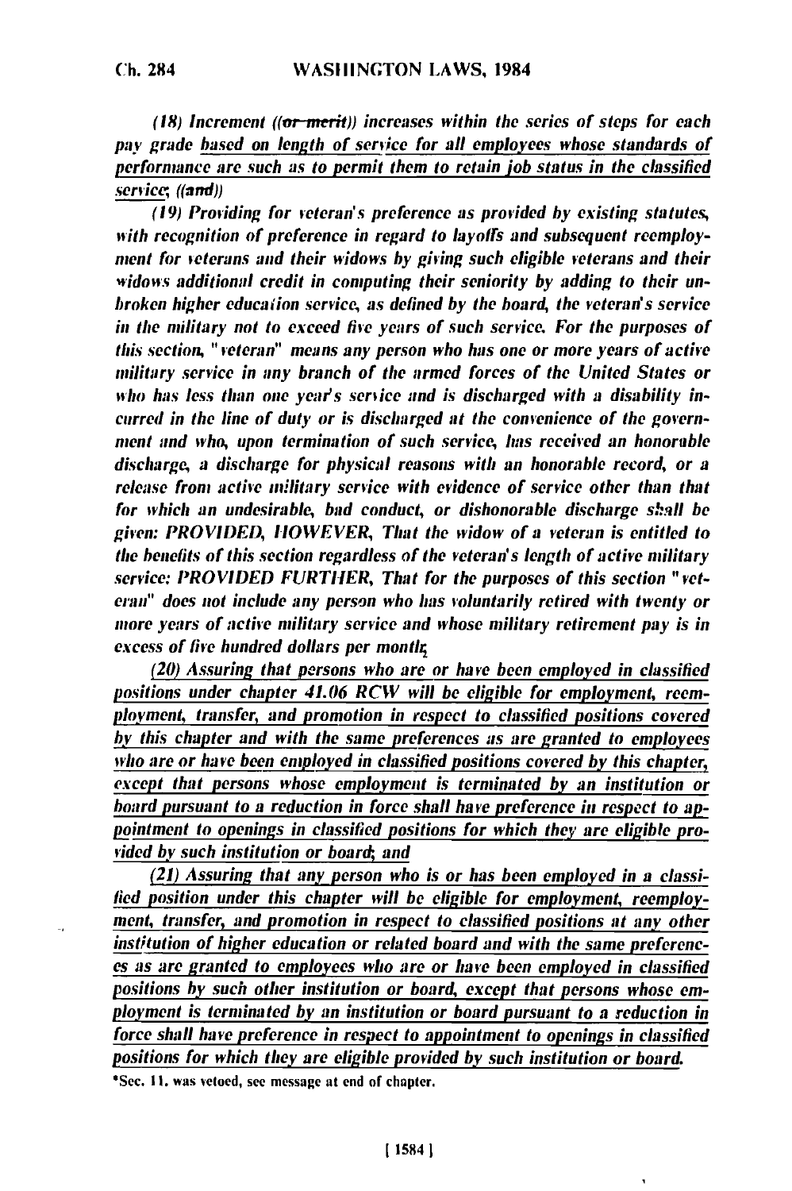*(18) Increment ((or merit)) increases within the series of steps for each pay grade based on length of service for all employees whose standards of performance are such as to permit them to retain job status in the classified service; ((and))*

*(19) Providing for veteran's preference as provided by existing statutes, with recognition of preference in regard to layoffs and subsequent reemployment for veterans and their widows by giving such eligible veterans and their widows additional credit in computing their seniority by adding to their unbroken higher education service, as defined by the board, the veteran's service in the military not to exceed five years of such service. For the purposes of this section, "veteran" means any person who has one or more years of active military service in any branch of the armed forces of the United States or who has less than one year's service and is discharged with a disability incurred in the line of duty or is discharged at the convenience of the government and who, upon termination of such service, has received an honorable discharge, a discharge for physical reasons with an honorable record, or a release from active military service with evidence of service other than that for which an undesirable, bad conduct, or dishonorable discharge shall be given: PROVIDED, HOWEVER, That the widow of a veteran is entitled to the benefits of this section regardless of the veteran's length of active military service: PROVIDED FURTHER, That for the purposes of this section "veteran" does not include any person who has voluntarily retired with twenty or more years of active military service and whose military retirement pay is in excess of five hundred dollars per month;*

*(20) Assuring that persons who are or have been employed in classified positions under chapter 41.06 RCW will be eligible for employment, reemployment, transfer, and promotion in respect to classified positions covered by this chapter and with the same preferences as are granted to employees who are or have been employed in classified positions covered by this chapter, except that persons whose employment is terminated by an institution or board pursuant to a reduction in force shall have preference in respect to appointment to openings in classified positions for which they are eligible provided by such institution or board; and*

*(21) Assuring that any person who is or has been employed in a classified position under this chapter will be eligible for employment, reemployment, transfer, and promotion in respect to classified positions at any other institution of higher education or related board and with the same preferences as are granted to employees who are or have been employed in classified positions by such other institution or board, except that persons whose employment is terminated by an institution or board pursuant to a reduction in force shall have preference in respect to appointment to openings in classified positions for which they are eligible provided by such institution or board.*

*Sec. 11. was vetoed, see message at end of chapter.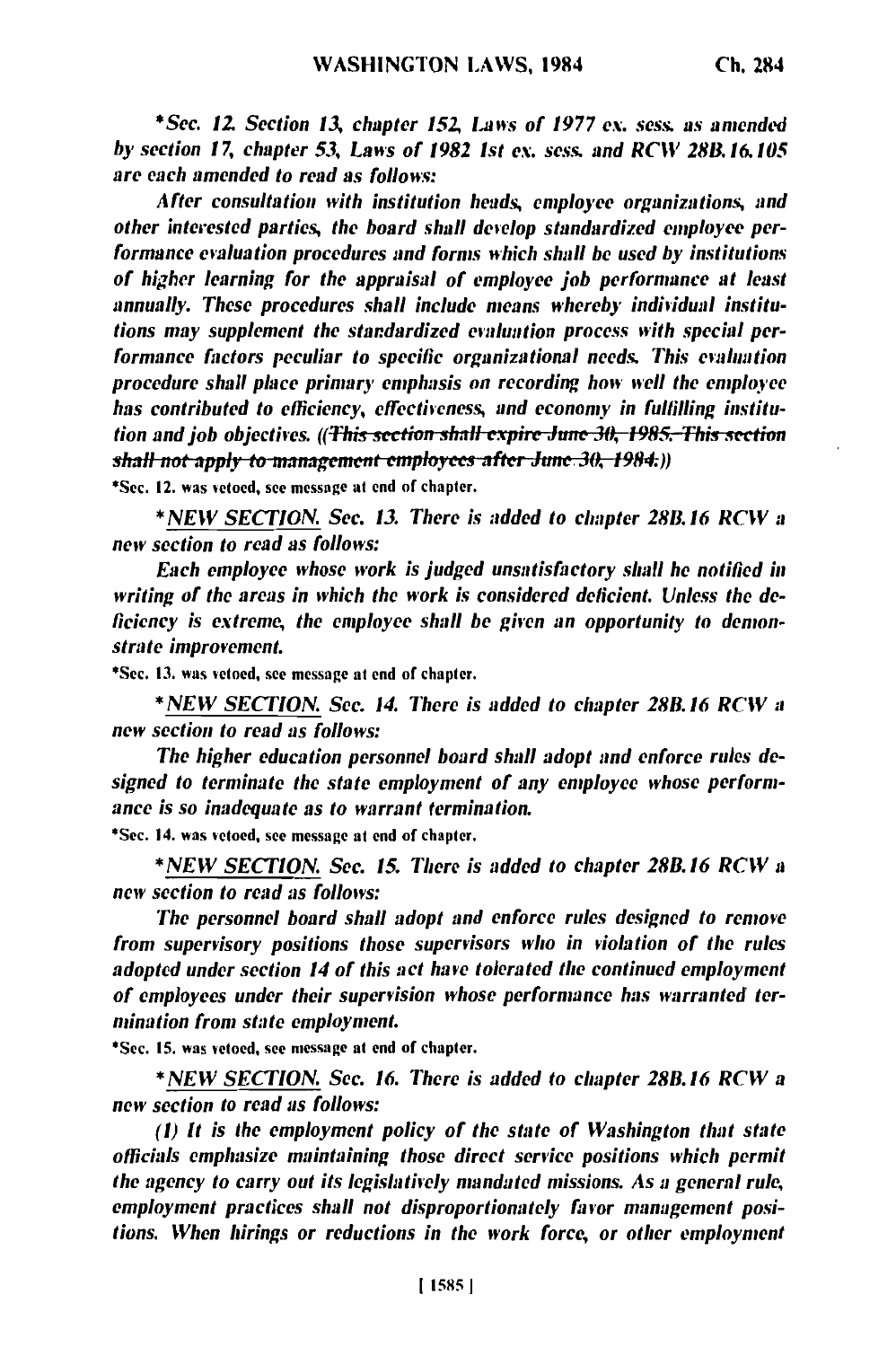\*Sec. 12. Section 13, chapter 152, Laws of 1977 ex. sess. as amended by section 17, chapter 53, Laws of 1982 1st ex. sess. and RCW 28B.16.105 are each amended to read as follows:

After consultation with institution heads, employee organizations, and other interested parties, the board shall develop standardized employee performance evaluation procedures and forms which shall be used by institutions of higher learning for the appraisal of employee job performance at least annually. These procedures shall include means whereby individual institutions may supplement the standardized evaluation process with special performance factors peculiar to specific organizational needs. This evaluation procedure shall place primary emphasis on recording how well the employee has contributed to efficiency, effectiveness, and economy in fulfilling institution and job objectives. ((~~This section shall expire June 30, 1985. This section shall not apply to management employees after June 30, 1984.~~))

\*Sec. 12. was vetoed, see message at end of chapter.

\*NEW SECTION. Sec. 13. There is added to chapter 28B.16 RCW a new section to read as follows:

Each employee whose work is judged unsatisfactory shall be notified in writing of the areas in which the work is considered deficient. Unless the deficiency is extreme, the employee shall be given an opportunity to demonstrate improvement.

\*Sec. 13. was vetoed, see message at end of chapter.

\*NEW SECTION. Sec. 14. There is added to chapter 28B.16 RCW a new section to read as follows:

The higher education personnel board shall adopt and enforce rules designed to terminate the state employment of any employee whose performance is so inadequate as to warrant termination.

\*Sec. 14. was vetoed, see message at end of chapter.

\*NEW SECTION. Sec. 15. There is added to chapter 28B.16 RCW a new section to read as follows:

The personnel board shall adopt and enforce rules designed to remove from supervisory positions those supervisors who in violation of the rules adopted under section 14 of this act have tolerated the continued employment of employees under their supervision whose performance has warranted termination from state employment.

\*Sec. 15. was vetoed, see message at end of chapter.

\*NEW SECTION. Sec. 16. There is added to chapter 28B.16 RCW a new section to read as follows:

(1) It is the employment policy of the state of Washington that state officials emphasize maintaining those direct service positions which permit the agency to carry out its legislatively mandated missions. As a general rule, employment practices shall not disproportionately favor management positions. When hirings or reductions in the work force, or other employment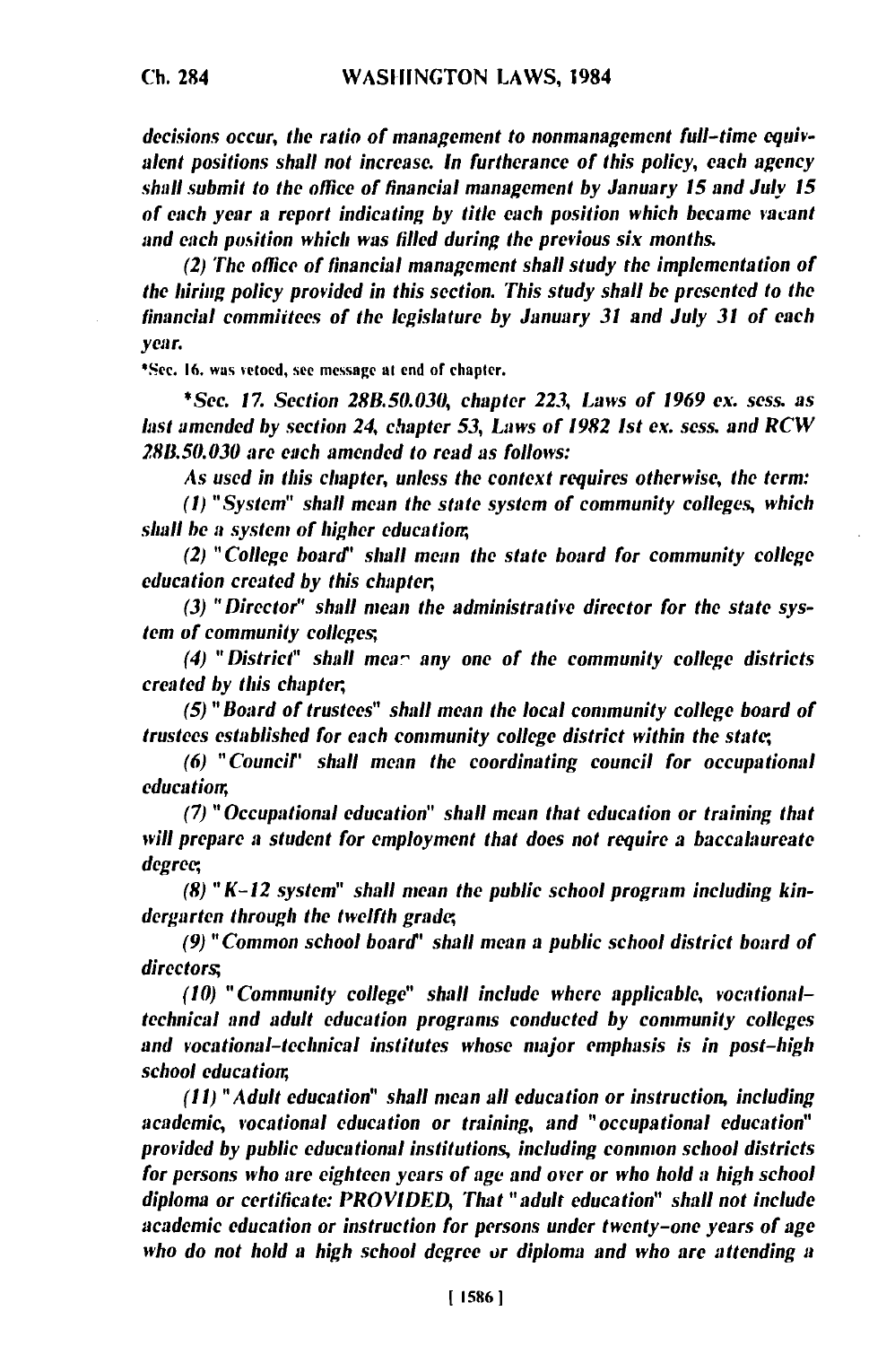*decisions occur, the ratio of management to nonmanagement full-time equivalent positions shall not increase. In furtherance of this policy, each agency shall submit to the office of financial management by January 15 and July 15 of each year a report indicating by title each position which became vacant and each position which was filled during the previous six months.*

*(2) The office of financial management shall study the implementation of the hiring policy provided in this section. This study shall be presented to the financial committees of the legislature by January 31 and July 31 of each year.*

*Sec. 16. was vetoed, see message at end of chapter.

**Sec. 17.* Section 28B.50.030, chapter 223, Laws of 1969 ex. sess. as last amended by section 24, chapter 53, Laws of 1982 1st ex. sess. and RCW 28B.50.030 are each amended to read as follows:

As used in this chapter, unless the context requires otherwise, the term:

(1) "System" shall mean the state system of community colleges, which shall be a system of higher education;

(2) "College board" shall mean the state board for community college education created by this chapter;

(3) "Director" shall mean the administrative director for the state system of community colleges;

(4) "District" shall mean any one of the community college districts created by this chapter;

(5) "Board of trustees" shall mean the local community college board of trustees established for each community college district within the state;

(6) "Council" shall mean the coordinating council for occupational education;

(7) "Occupational education" shall mean that education or training that will prepare a student for employment that does not require a baccalaureate degree;

(8) "K-12 system" shall mean the public school program including kindergarten through the twelfth grade;

(9) "Common school board" shall mean a public school district board of directors;

(10) "Community college" shall include where applicable, vocational-technical and adult education programs conducted by community colleges and vocational-technical institutes whose major emphasis is in post-high school education;

(11) "Adult education" shall mean all education or instruction, including academic, vocational education or training, and "occupational education" provided by public educational institutions, including common school districts for persons who are eighteen years of age and over or who hold a high school diploma or certificate: PROVIDED, That "adult education" shall not include academic education or instruction for persons under twenty-one years of age who do not hold a high school degree or diploma and who are attending a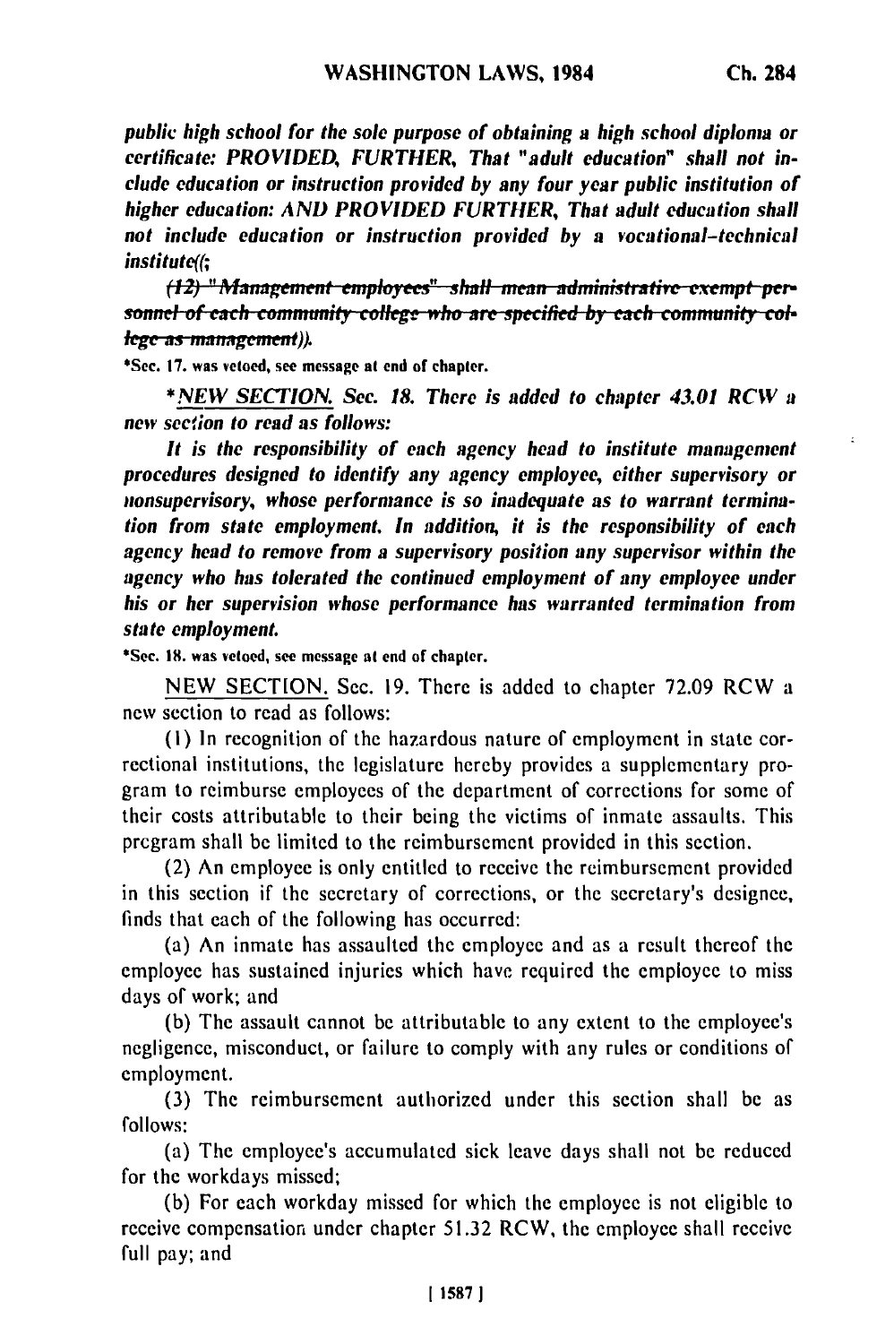*public high school for the sole purpose of obtaining a high school diploma or certificate: PROVIDED, FURTHER, That "adult education" shall not include education or instruction provided by any four year public institution of higher education: AND PROVIDED FURTHER, That adult education shall not include education or instruction provided by a vocational-technical institute((;*

~~*(12) "Management employees" shall mean administrative exempt personnel of each community college who are specified by each community college as management*~~*)).*

\*Sec. 17. was vetoed, see message at end of chapter.

\**NEW SECTION. Sec. 18. There is added to chapter 43.01 RCW a new section to read as follows:*

*It is the responsibility of each agency head to institute management procedures designed to identify any agency employee, either supervisory or nonsupervisory, whose performance is so inadequate as to warrant termination from state employment. In addition, it is the responsibility of each agency head to remove from a supervisory position any supervisor within the agency who has tolerated the continued employment of any employee under his or her supervision whose performance has warranted termination from state employment.*

\*Sec. 18. was vetoed, see message at end of chapter.

NEW SECTION. Sec. 19. There is added to chapter 72.09 RCW a new section to read as follows:

(1) In recognition of the hazardous nature of employment in state correctional institutions, the legislature hereby provides a supplementary program to reimburse employees of the department of corrections for some of their costs attributable to their being the victims of inmate assaults. This program shall be limited to the reimbursement provided in this section.

(2) An employee is only entitled to receive the reimbursement provided in this section if the secretary of corrections, or the secretary's designee, finds that each of the following has occurred:

(a) An inmate has assaulted the employee and as a result thereof the employee has sustained injuries which have required the employee to miss days of work; and

(b) The assault cannot be attributable to any extent to the employee's negligence, misconduct, or failure to comply with any rules or conditions of employment.

(3) The reimbursement authorized under this section shall be as follows:

(a) The employee's accumulated sick leave days shall not be reduced for the workdays missed;

(b) For each workday missed for which the employee is not eligible to receive compensation under chapter 51.32 RCW, the employee shall receive full pay; and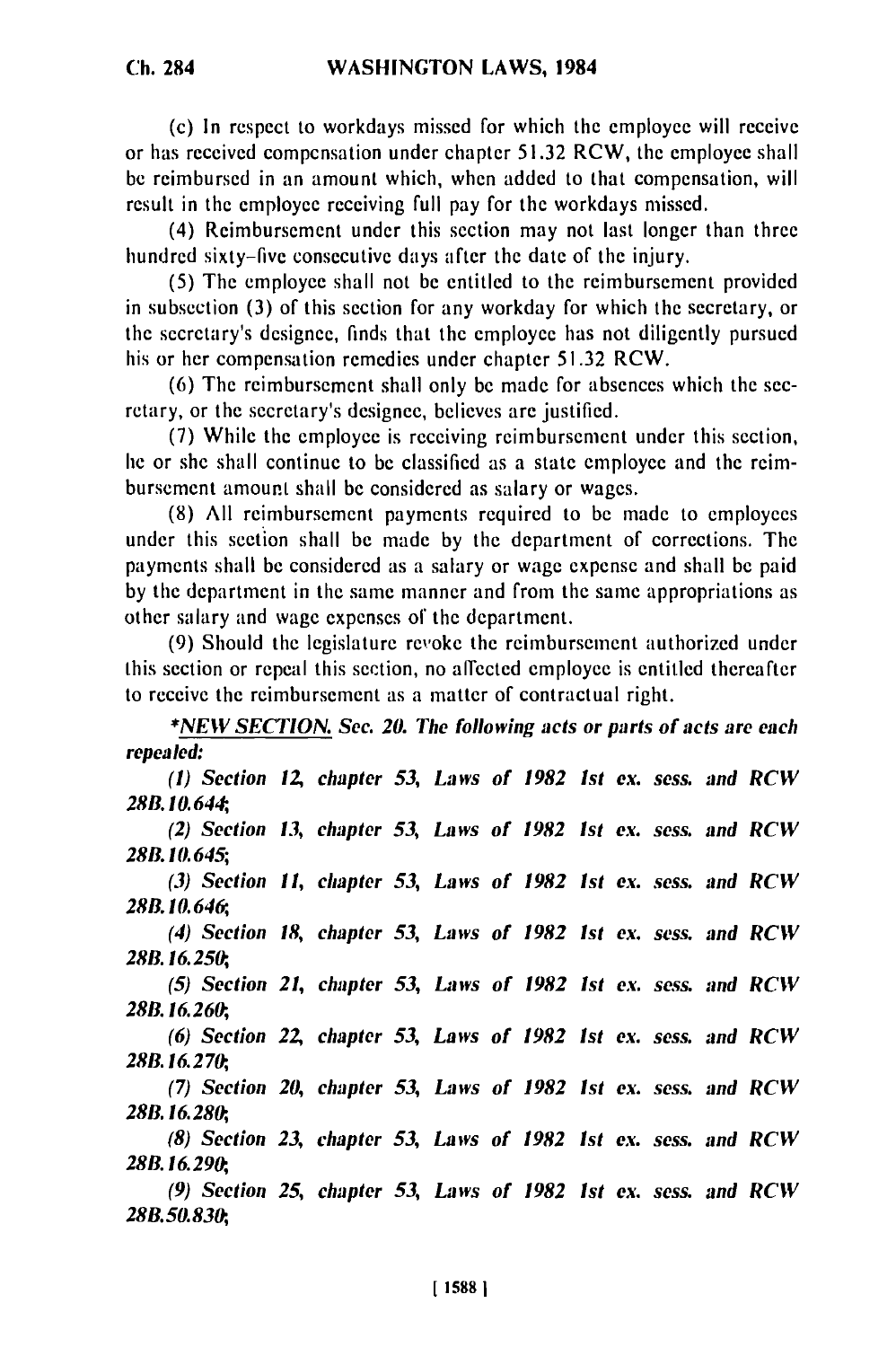(c) In respect to workdays missed for which the employee will receive or has received compensation under chapter 51.32 RCW, the employee shall be reimbursed in an amount which, when added to that compensation, will result in the employee receiving full pay for the workdays missed.

(4) Reimbursement under this section may not last longer than three hundred sixty-five consecutive days after the date of the injury.

(5) The employee shall not be entitled to the reimbursement provided in subsection (3) of this section for any workday for which the secretary, or the secretary's designee, finds that the employee has not diligently pursued his or her compensation remedies under chapter 51.32 RCW.

(6) The reimbursement shall only be made for absences which the secretary, or the secretary's designee, believes are justified.

(7) While the employee is receiving reimbursement under this section, he or she shall continue to be classified as a state employee and the reimbursement amount shall be considered as salary or wages.

(8) All reimbursement payments required to be made to employees under this section shall be made by the department of corrections. The payments shall be considered as a salary or wage expense and shall be paid by the department in the same manner and from the same appropriations as other salary and wage expenses of the department.

(9) Should the legislature revoke the reimbursement authorized under this section or repeal this section, no affected employee is entitled thereafter to receive the reimbursement as a matter of contractual right.

*\*NEW SECTION. Sec. 20. The following acts or parts of acts are each repealed:*

*(1) Section 12, chapter 53, Laws of 1982 1st ex. sess. and RCW 28B.10.644;*

*(2) Section 13, chapter 53, Laws of 1982 1st ex. sess. and RCW 28B.10.645;*

*(3) Section 11, chapter 53, Laws of 1982 1st ex. sess. and RCW 28B.10.646;*

*(4) Section 18, chapter 53, Laws of 1982 1st ex. sess. and RCW 28B.16.250;*

*(5) Section 21, chapter 53, Laws of 1982 1st ex. sess. and RCW 28B.16.260;*

*(6) Section 22, chapter 53, Laws of 1982 1st ex. sess. and RCW 28B.16.270;*

*(7) Section 20, chapter 53, Laws of 1982 1st ex. sess. and RCW 28B.16.280;*

*(8) Section 23, chapter 53, Laws of 1982 1st ex. sess. and RCW 28B.16.290;*

*(9) Section 25, chapter 53, Laws of 1982 1st ex. sess. and RCW 28B.50.830;*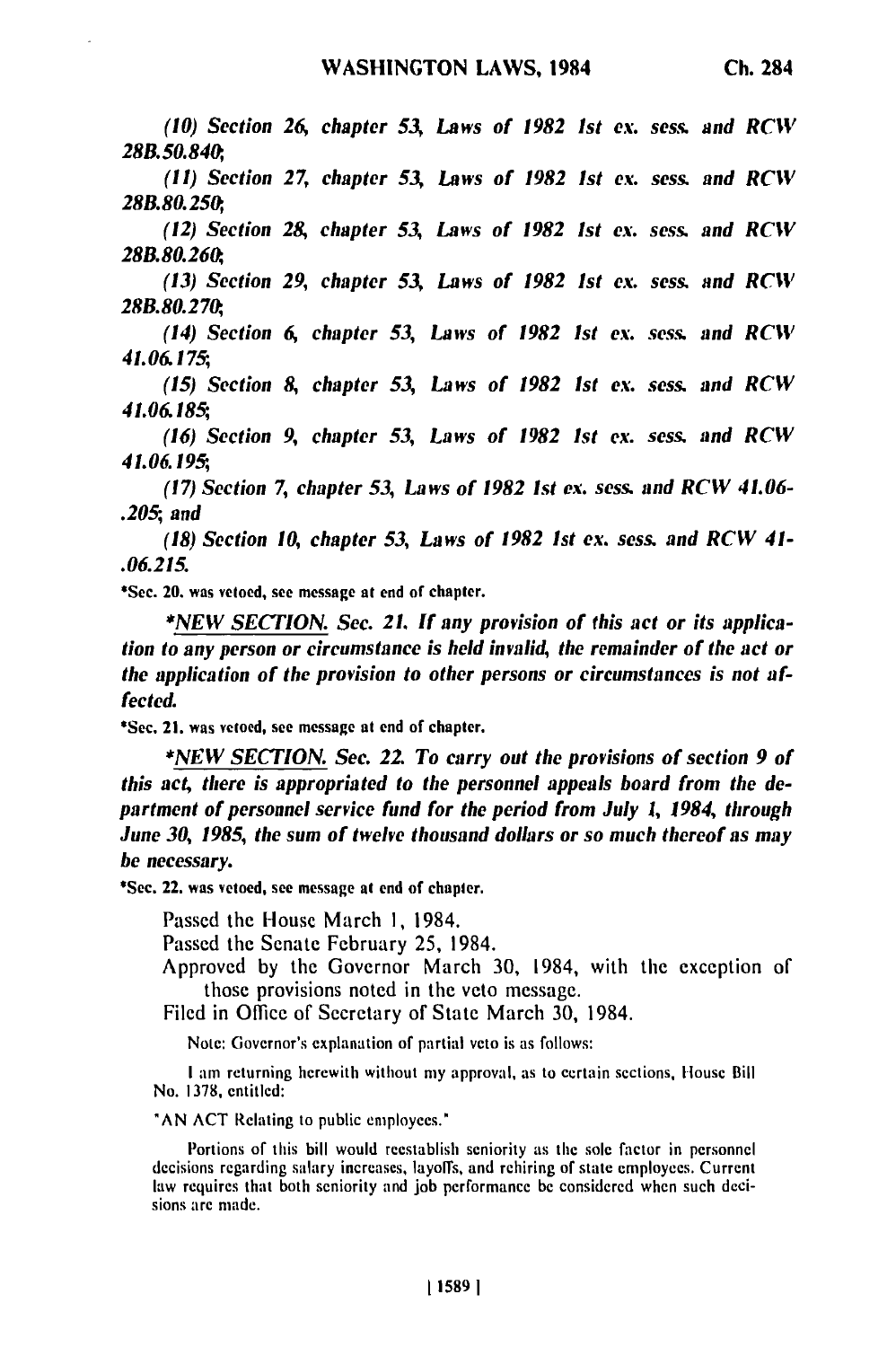*(10) Section 26, chapter 53, Laws of 1982 1st ex. sess. and RCW 28B.50.840;*

*(11) Section 27, chapter 53, Laws of 1982 1st ex. sess. and RCW 28B.80.250;*

*(12) Section 28, chapter 53, Laws of 1982 1st ex. sess. and RCW 28B.80.260;*

*(13) Section 29, chapter 53, Laws of 1982 1st ex. sess. and RCW 28B.80.270;*

*(14) Section 6, chapter 53, Laws of 1982 1st ex. sess. and RCW 41.06.175;*

*(15) Section 8, chapter 53, Laws of 1982 1st ex. sess. and RCW 41.06.185;*

*(16) Section 9, chapter 53, Laws of 1982 1st ex. sess. and RCW 41.06.195;*

*(17) Section 7, chapter 53, Laws of 1982 1st ex. sess. and RCW 41.06-.205; and*

*(18) Section 10, chapter 53, Laws of 1982 1st ex. sess. and RCW 41-.06.215.*

*Sec. 20. was vetoed, see message at end of chapter.

**\*NEW SECTION.** *Sec. 21. If any provision of this act or its application to any person or circumstance is held invalid, the remainder of the act or the application of the provision to other persons or circumstances is not affected.*

*Sec. 21. was vetoed, see message at end of chapter.

**\*NEW SECTION.** *Sec. 22. To carry out the provisions of section 9 of this act, there is appropriated to the personnel appeals board from the department of personnel service fund for the period from July 1, 1984, through June 30, 1985, the sum of twelve thousand dollars or so much thereof as may be necessary.*

*Sec. 22. was vetoed, see message at end of chapter.

Passed the House March 1, 1984.
Passed the Senate February 25, 1984.
Approved by the Governor March 30, 1984, with the exception of those provisions noted in the veto message.
Filed in Office of Secretary of State March 30, 1984.

Note: Governor's explanation of partial veto is as follows:

I am returning herewith without my approval, as to certain sections, House Bill No. 1378, entitled:

"AN ACT Relating to public employees."

Portions of this bill would reestablish seniority as the sole factor in personnel decisions regarding salary increases, layoffs, and rehiring of state employees. Current law requires that both seniority and job performance be considered when such decisions are made.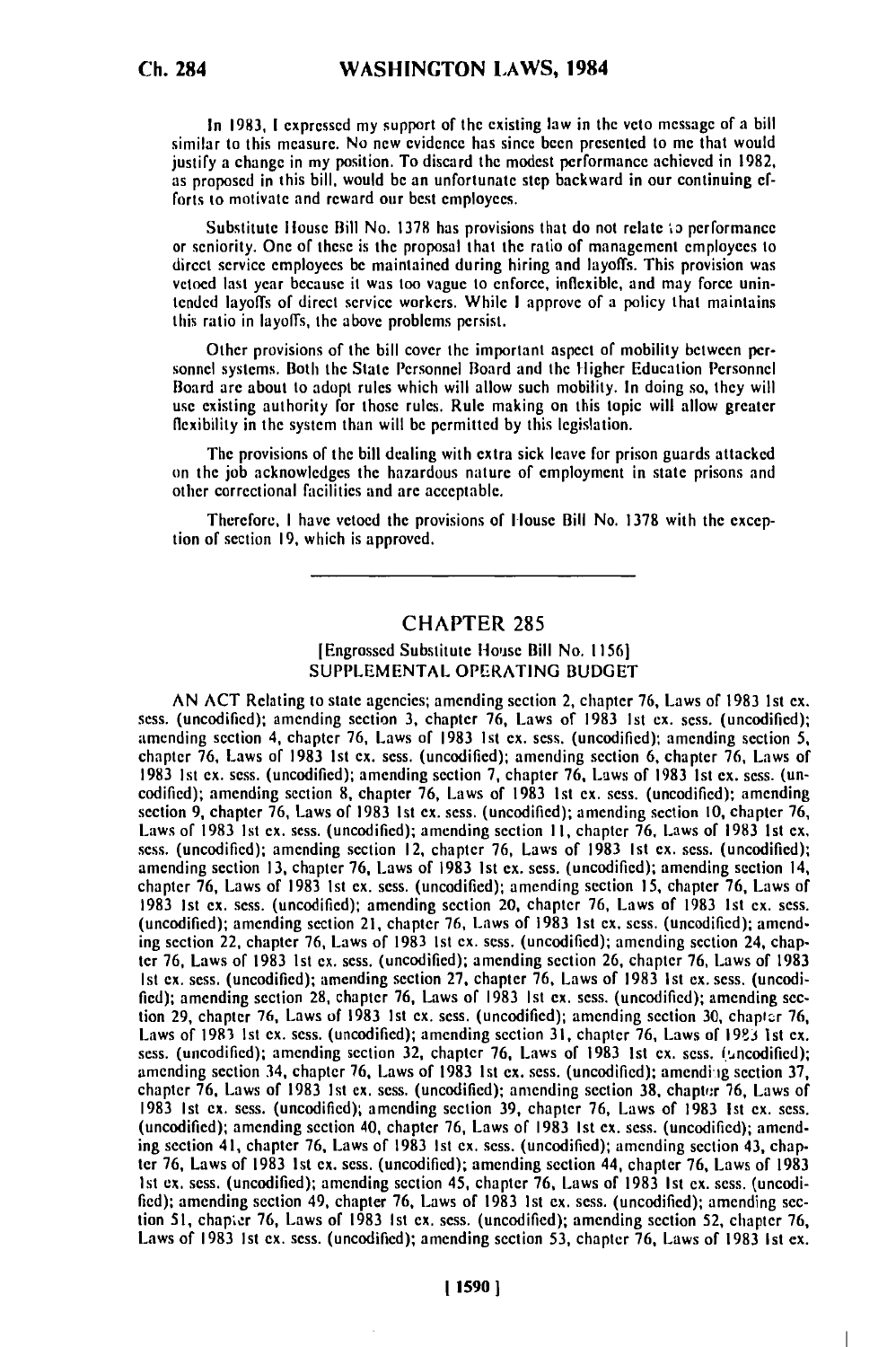In 1983, I expressed my support of the existing law in the veto message of a bill similar to this measure. No new evidence has since been presented to me that would justify a change in my position. To discard the modest performance achieved in 1982, as proposed in this bill, would be an unfortunate step backward in our continuing efforts to motivate and reward our best employees.

Substitute House Bill No. 1378 has provisions that do not relate to performance or seniority. One of these is the proposal that the ratio of management employees to direct service employees be maintained during hiring and layoffs. This provision was vetoed last year because it was too vague to enforce, inflexible, and may force unintended layoffs of direct service workers. While I approve of a policy that maintains this ratio in layoffs, the above problems persist.

Other provisions of the bill cover the important aspect of mobility between personnel systems. Both the State Personnel Board and the Higher Education Personnel Board are about to adopt rules which will allow such mobility. In doing so, they will use existing authority for those rules. Rule making on this topic will allow greater flexibility in the system than will be permitted by this legislation.

The provisions of the bill dealing with extra sick leave for prison guards attacked on the job acknowledges the hazardous nature of employment in state prisons and other correctional facilities and are acceptable.

Therefore, I have vetoed the provisions of House Bill No. 1378 with the exception of section 19, which is approved.

---

## CHAPTER 285

### [Engrossed Substitute House Bill No. 1156]
### SUPPLEMENTAL OPERATING BUDGET

AN ACT Relating to state agencies; amending section 2, chapter 76, Laws of 1983 1st ex. sess. (uncodified); amending section 3, chapter 76, Laws of 1983 1st ex. sess. (uncodified); amending section 4, chapter 76, Laws of 1983 1st ex. sess. (uncodified); amending section 5, chapter 76, Laws of 1983 1st ex. sess. (uncodified); amending section 6, chapter 76, Laws of 1983 1st ex. sess. (uncodified); amending section 7, chapter 76, Laws of 1983 1st ex. sess. (uncodified); amending section 8, chapter 76, Laws of 1983 1st ex. sess. (uncodified); amending section 9, chapter 76, Laws of 1983 1st ex. sess. (uncodified); amending section 10, chapter 76, Laws of 1983 1st ex. sess. (uncodified); amending section 11, chapter 76, Laws of 1983 1st ex. sess. (uncodified); amending section 12, chapter 76, Laws of 1983 1st ex. sess. (uncodified); amending section 13, chapter 76, Laws of 1983 1st ex. sess. (uncodified); amending section 14, chapter 76, Laws of 1983 1st ex. sess. (uncodified); amending section 15, chapter 76, Laws of 1983 1st ex. sess. (uncodified); amending section 20, chapter 76, Laws of 1983 1st ex. sess. (uncodified); amending section 21, chapter 76, Laws of 1983 1st ex. sess. (uncodified); amending section 22, chapter 76, Laws of 1983 1st ex. sess. (uncodified); amending section 24, chapter 76, Laws of 1983 1st ex. sess. (uncodified); amending section 26, chapter 76, Laws of 1983 1st ex. sess. (uncodified); amending section 27, chapter 76, Laws of 1983 1st ex. sess. (uncodified); amending section 28, chapter 76, Laws of 1983 1st ex. sess. (uncodified); amending section 29, chapter 76, Laws of 1983 1st ex. sess. (uncodified); amending section 30, chapter 76, Laws of 1983 1st ex. sess. (uncodified); amending section 31, chapter 76, Laws of 1983 1st ex. sess. (uncodified); amending section 32, chapter 76, Laws of 1983 1st ex. sess. (uncodified); amending section 34, chapter 76, Laws of 1983 1st ex. sess. (uncodified); amending section 37, chapter 76, Laws of 1983 1st ex. sess. (uncodified); amending section 38, chapter 76, Laws of 1983 1st ex. sess. (uncodified); amending section 39, chapter 76, Laws of 1983 1st ex. sess. (uncodified); amending section 40, chapter 76, Laws of 1983 1st ex. sess. (uncodified); amending section 41, chapter 76, Laws of 1983 1st ex. sess. (uncodified); amending section 43, chapter 76, Laws of 1983 1st ex. sess. (uncodified); amending section 44, chapter 76, Laws of 1983 1st ex. sess. (uncodified); amending section 45, chapter 76, Laws of 1983 1st ex. sess. (uncodified); amending section 49, chapter 76, Laws of 1983 1st ex. sess. (uncodified); amending section 51, chapter 76, Laws of 1983 1st ex. sess. (uncodified); amending section 52, chapter 76, Laws of 1983 1st ex. sess. (uncodified); amending section 53, chapter 76, Laws of 1983 1st ex.